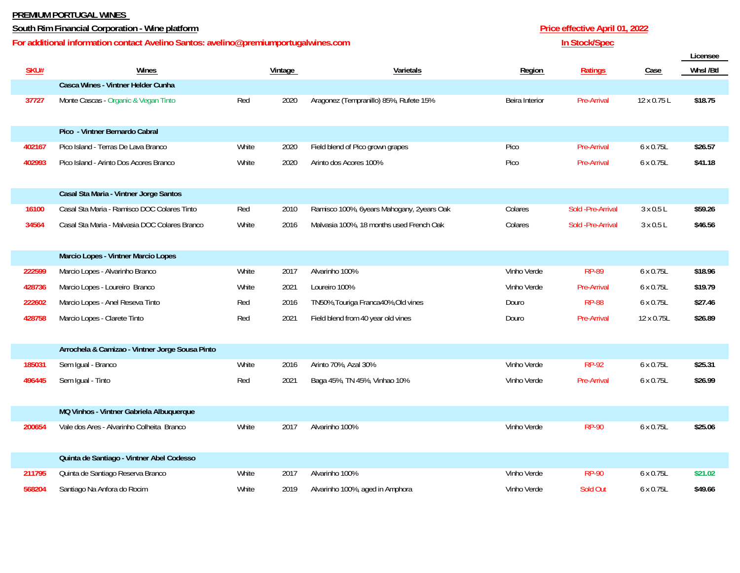**PREMIUM PORTUGAL WINES**

**South Rim Financial Corporation - Wine platform**

**For additional information contact Avelino Santos: avelino@premiumportugalwines.com**

**Price effective April 01, 2022**

**In Stock/Spec**

| SKU# | Wines | | Vintage | Varietals | Region | Ratings | Case | Licensee Whsl /Btl |
|---|---|---|---|---|---|---|---|---|
| | **Casca Wines - Vintner Helder Cunha** | | | | | | | |
| 37727 | Monte Cascas - Organic & Vegan Tinto | Red | 2020 | Aragonez (Tempranillo) 85%, Rufete 15% | Beira Interior | Pre-Arrival | 12 x 0.75 L | $18.75 |
| | **Pico - Vintner Bernardo Cabral** | | | | | | | |
| 402167 | Pico Island - Terras De Lava Branco | White | 2020 | Field blend of Pico grown grapes | Pico | Pre-Arrival | 6 x 0.75L | $26.57 |
| 402993 | Pico Island - Arinto Dos Acores Branco | White | 2020 | Arinto dos Acores 100% | Pico | Pre-Arrival | 6 x 0.75L | $41.18 |
| | **Casal Sta Maria - Vintner Jorge Santos** | | | | | | | |
| 16100 | Casal Sta Maria - Ramisco DOC Colares Tinto | Red | 2010 | Ramisco 100%, 6years Mahogany, 2years Oak | Colares | Sold -Pre-Arrival | 3 x 0.5 L | $59.26 |
| 34564 | Casal Sta Maria - Malvasia DOC Colares Branco | White | 2016 | Malvasia 100%, 18 months used French Oak | Colares | Sold -Pre-Arrival | 3 x 0.5 L | $46.56 |
| | **Marcio Lopes - Vintner Marcio Lopes** | | | | | | | |
| 222599 | Marcio Lopes - Alvarinho Branco | White | 2017 | Alvarinho 100% | Vinho Verde | RP-89 | 6 x 0.75L | $18.96 |
| 428736 | Marcio Lopes - Loureiro Branco | White | 2021 | Loureiro 100% | Vinho Verde | Pre-Arrival | 6 x 0.75L | $19.79 |
| 222602 | Marcio Lopes - Anel Reseva Tinto | Red | 2016 | TN50%,Touriga Franca40%,Old vines | Douro | RP-88 | 6 x 0.75L | $27.46 |
| 428758 | Marcio Lopes - Clarete Tinto | Red | 2021 | Field blend from 40 year old vines | Douro | Pre-Arrival | 12 x 0.75L | $26.89 |
| | **Arrochela & Camizao - Vintner Jorge Sousa Pinto** | | | | | | | |
| 185031 | Sem Igual - Branco | White | 2016 | Arinto 70%, Azal 30% | Vinho Verde | RP-92 | 6 x 0.75L | $25.31 |
| 496445 | Sem Igual - Tinto | Red | 2021 | Baga 45%, TN 45%, Vinhao 10% | Vinho Verde | Pre-Arrival | 6 x 0.75L | $26.99 |
| | **MQ Vinhos - Vintner Gabriela Albuquerque** | | | | | | | |
| 200654 | Vale dos Ares - Alvarinho Colheita Branco | White | 2017 | Alvarinho 100% | Vinho Verde | RP-90 | 6 x 0.75L | $25.06 |
| | **Quinta de Santiago - Vintner Abel Codesso** | | | | | | | |
| 211795 | Quinta de Santiago Reserva Branco | White | 2017 | Alvarinho 100% | Vinho Verde | RP-90 | 6 x 0.75L | $21.02 |
| 568204 | Santiago Na Anfora do Rocim | White | 2019 | Alvarinho 100%, aged in Amphora | Vinho Verde | Sold Out | 6 x 0.75L | $49.66 |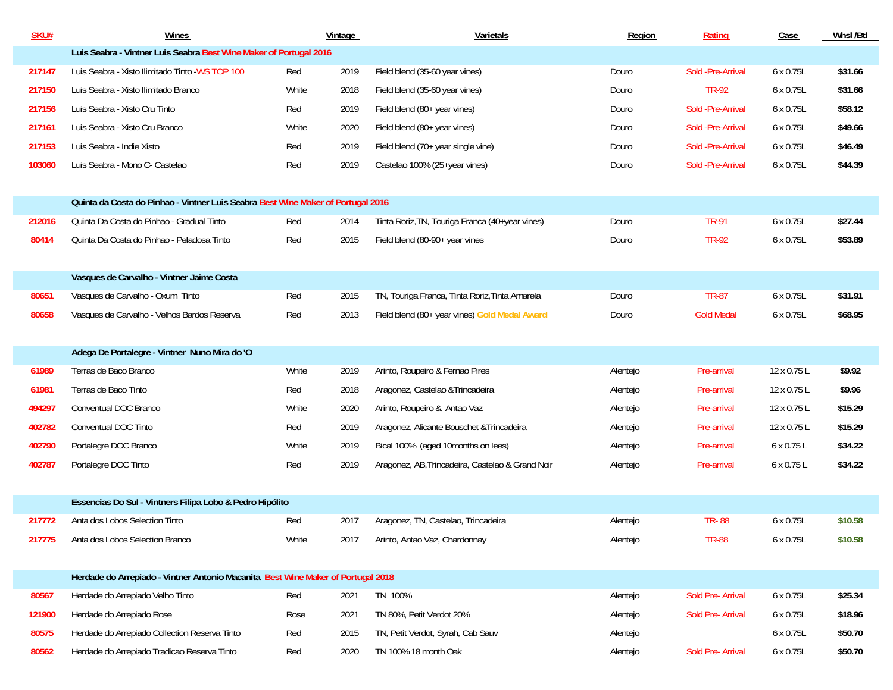| SKU# | Wines | | Vintage | Varietals | Region | Rating | Case | Whsl /Btl |
|---|---|---|---|---|---|---|---|---|
| | **Luis Seabra - Vintner Luis Seabra Best Wine Maker of Portugal 2016** | | | | | | | |
| 217147 | Luis Seabra - Xisto Ilimitado Tinto -WS TOP 100 | Red | 2019 | Field blend (35-60 year vines) | Douro | Sold -Pre-Arrival | 6 x 0.75L | $31.66 |
| 217150 | Luis Seabra - Xisto Ilimitado Branco | White | 2018 | Field blend (35-60 year vines) | Douro | TR-92 | 6 x 0.75L | $31.66 |
| 217156 | Luis Seabra - Xisto Cru Tinto | Red | 2019 | Field blend (80+ year vines) | Douro | Sold -Pre-Arrival | 6 x 0.75L | $58.12 |
| 217161 | Luis Seabra - Xisto Cru Branco | White | 2020 | Field blend (80+ year vines) | Douro | Sold -Pre-Arrival | 6 x 0.75L | $49.66 |
| 217153 | Luis Seabra - Indie Xisto | Red | 2019 | Field blend (70+ year single vine) | Douro | Sold -Pre-Arrival | 6 x 0.75L | $46.49 |
| 103060 | Luis Seabra - Mono C- Castelao | Red | 2019 | Castelao 100% (25+year vines) | Douro | Sold -Pre-Arrival | 6 x 0.75L | $44.39 |
| | **Quinta da Costa do Pinhao - Vintner Luis Seabra Best Wine Maker of Portugal 2016** | | | | | | | |
| 212016 | Quinta Da Costa do Pinhao - Gradual Tinto | Red | 2014 | Tinta Roriz,TN, Touriga Franca (40+year vines) | Douro | TR-91 | 6 x 0.75L | $27.44 |
| 80414 | Quinta Da Costa do Pinhao - Peladosa Tinto | Red | 2015 | Field blend (80-90+ year vines | Douro | TR-92 | 6 x 0.75L | $53.89 |
| | **Vasques de Carvalho - Vintner Jaime Costa** | | | | | | | |
| 80651 | Vasques de Carvalho - Oxum Tinto | Red | 2015 | TN, Touriga Franca, Tinta Roriz,Tinta Amarela | Douro | TR-87 | 6 x 0.75L | $31.91 |
| 80658 | Vasques de Carvalho - Velhos Bardos Reserva | Red | 2013 | Field blend (80+ year vines) Gold Medal Award | Douro | Gold Medal | 6 x 0.75L | $68.95 |
| | **Adega De Portalegre - Vintner Nuno Mira do 'O** | | | | | | | |
| 61989 | Terras de Baco Branco | White | 2019 | Arinto, Roupeiro & Fernao Pires | Alentejo | Pre-arrival | 12 x 0.75 L | $9.92 |
| 61981 | Terras de Baco Tinto | Red | 2018 | Aragonez, Castelao &Trincadeira | Alentejo | Pre-arrival | 12 x 0.75 L | $9.96 |
| 494297 | Conventual DOC Branco | White | 2020 | Arinto, Roupeiro & Antao Vaz | Alentejo | Pre-arrival | 12 x 0.75 L | $15.29 |
| 402782 | Conventual DOC Tinto | Red | 2019 | Aragonez, Alicante Bouschet &Trincadeira | Alentejo | Pre-arrival | 12 x 0.75 L | $15.29 |
| 402790 | Portalegre DOC Branco | White | 2019 | Bical 100% (aged 10months on lees) | Alentejo | Pre-arrival | 6 x 0.75 L | $34.22 |
| 402787 | Portalegre DOC Tinto | Red | 2019 | Aragonez, AB,Trincadeira, Castelao & Grand Noir | Alentejo | Pre-arrival | 6 x 0.75 L | $34.22 |
| | **Essencias Do Sul - Vintners Filipa Lobo & Pedro Hipólito** | | | | | | | |
| 217772 | Anta dos Lobos Selection Tinto | Red | 2017 | Aragonez, TN, Castelao, Trincadeira | Alentejo | TR- 88 | 6 x 0.75L | $10.58 |
| 217775 | Anta dos Lobos Selection Branco | White | 2017 | Arinto, Antao Vaz, Chardonnay | Alentejo | TR-88 | 6 x 0.75L | $10.58 |
| | **Herdade do Arrepiado - Vintner Antonio Macanita Best Wine Maker of Portugal 2018** | | | | | | | |
| 80567 | Herdade do Arrepiado Velho Tinto | Red | 2021 | TN 100% | Alentejo | Sold Pre- Arrival | 6 x 0.75L | $25.34 |
| 121900 | Herdade do Arrepiado Rose | Rose | 2021 | TN 80%, Petit Verdot 20% | Alentejo | Sold Pre- Arrival | 6 x 0.75L | $18.96 |
| 80575 | Herdade do Arrepiado Collection Reserva Tinto | Red | 2015 | TN, Petit Verdot, Syrah, Cab Sauv | Alentejo | | 6 x 0.75L | $50.70 |
| 80562 | Herdade do Arrepiado Tradicao Reserva Tinto | Red | 2020 | TN 100% 18 month Oak | Alentejo | Sold Pre- Arrival | 6 x 0.75L | $50.70 |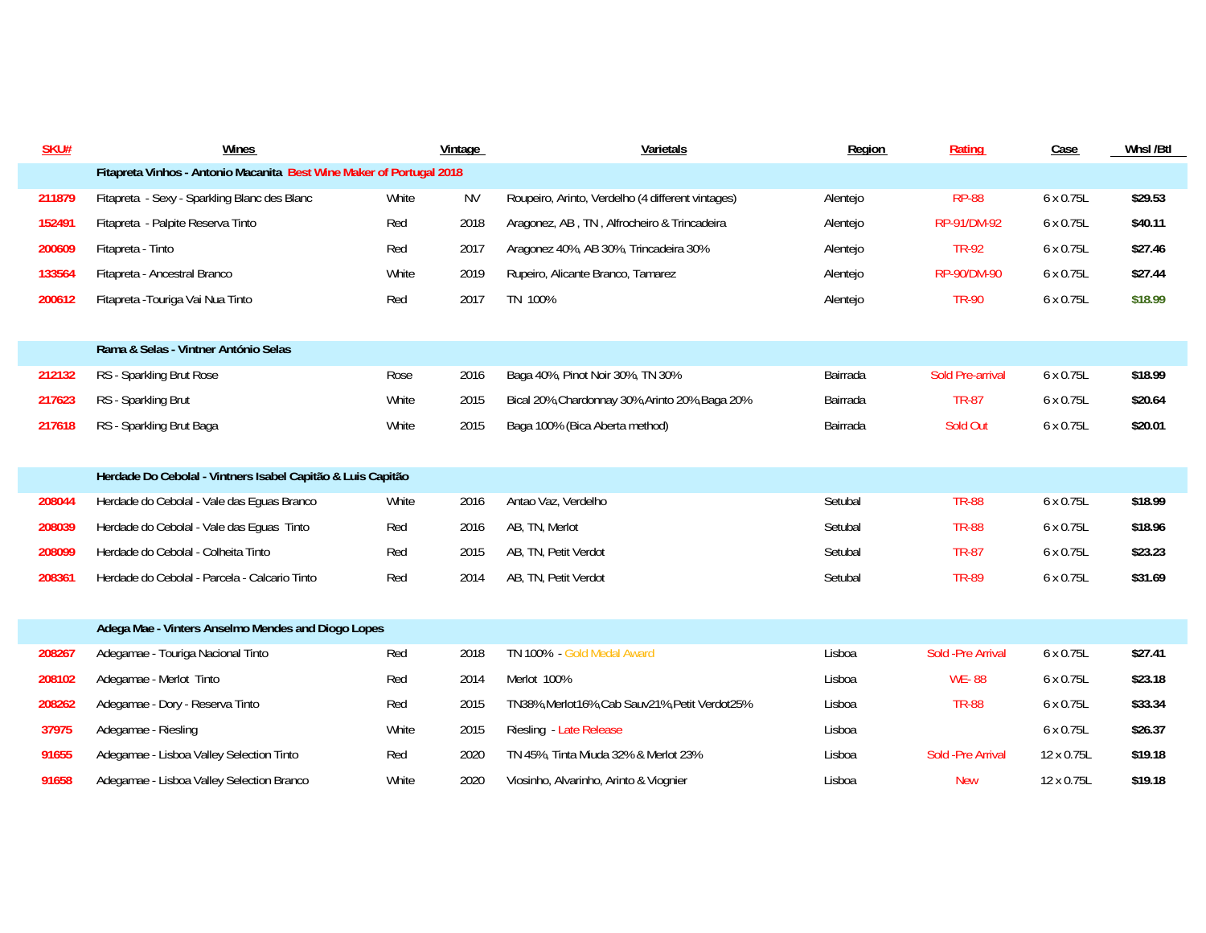| SKU# | Wines | | Vintage | Varietals | Region | Rating | Case | Whsl /Btl |
|---|---|---|---|---|---|---|---|---|
| | **Fitapreta Vinhos - Antonio Macanita Best Wine Maker of Portugal 2018** | | | | | | | |
| 211879 | Fitapreta - Sexy - Sparkling Blanc des Blanc | White | NV | Roupeiro, Arinto, Verdelho (4 different vintages) | Alentejo | RP-88 | 6 x 0.75L | $29.53 |
| 152491 | Fitapreta - Palpite Reserva Tinto | Red | 2018 | Aragonez, AB , TN , Alfrocheiro & Trincadeira | Alentejo | RP-91/DM-92 | 6 x 0.75L | $40.11 |
| 200609 | Fitapreta - Tinto | Red | 2017 | Aragonez 40%, AB 30%, Trincadeira 30% | Alentejo | TR-92 | 6 x 0.75L | $27.46 |
| 133564 | Fitapreta - Ancestral Branco | White | 2019 | Rupeiro, Alicante Branco, Tamarez | Alentejo | RP-90/DM-90 | 6 x 0.75L | $27.44 |
| 200612 | Fitapreta -Touriga Vai Nua Tinto | Red | 2017 | TN 100% | Alentejo | TR-90 | 6 x 0.75L | $18.99 |
| | **Rama & Selas - Vintner António Selas** | | | | | | | |
| 212132 | RS - Sparkling Brut Rose | Rose | 2016 | Baga 40%, Pinot Noir 30%, TN 30% | Bairrada | Sold Pre-arrival | 6 x 0.75L | $18.99 |
| 217623 | RS - Sparkling Brut | White | 2015 | Bical 20%,Chardonnay 30%,Arinto 20%,Baga 20% | Bairrada | TR-87 | 6 x 0.75L | $20.64 |
| 217618 | RS - Sparkling Brut Baga | White | 2015 | Baga 100% (Bica Aberta method) | Bairrada | Sold Out | 6 x 0.75L | $20.01 |
| | **Herdade Do Cebolal - Vintners Isabel Capitão & Luis Capitão** | | | | | | | |
| 208044 | Herdade do Cebolal - Vale das Eguas Branco | White | 2016 | Antao Vaz, Verdelho | Setubal | TR-88 | 6 x 0.75L | $18.99 |
| 208039 | Herdade do Cebolal - Vale das Eguas Tinto | Red | 2016 | AB, TN, Merlot | Setubal | TR-88 | 6 x 0.75L | $18.96 |
| 208099 | Herdade do Cebolal - Colheita Tinto | Red | 2015 | AB, TN, Petit Verdot | Setubal | TR-87 | 6 x 0.75L | $23.23 |
| 208361 | Herdade do Cebolal - Parcela - Calcario Tinto | Red | 2014 | AB, TN, Petit Verdot | Setubal | TR-89 | 6 x 0.75L | $31.69 |
| | **Adega Mae - Vinters Anselmo Mendes and Diogo Lopes** | | | | | | | |
| 208267 | Adegamae - Touriga Nacional Tinto | Red | 2018 | TN 100% - Gold Medal Award | Lisboa | Sold -Pre Arrival | 6 x 0.75L | $27.41 |
| 208102 | Adegamae - Merlot Tinto | Red | 2014 | Merlot 100% | Lisboa | WE- 88 | 6 x 0.75L | $23.18 |
| 208262 | Adegamae - Dory - Reserva Tinto | Red | 2015 | TN38%,Merlot16%,Cab Sauv21%,Petit Verdot25% | Lisboa | TR-88 | 6 x 0.75L | $33.34 |
| 37975 | Adegamae - Riesling | White | 2015 | Riesling - Late Release | Lisboa | | 6 x 0.75L | $26.37 |
| 91655 | Adegamae - Lisboa Valley Selection Tinto | Red | 2020 | TN 45%, Tinta Miuda 32% & Merlot 23% | Lisboa | Sold -Pre Arrival | 12 x 0.75L | $19.18 |
| 91658 | Adegamae - Lisboa Valley Selection Branco | White | 2020 | Viosinho, Alvarinho, Arinto & Viognier | Lisboa | New | 12 x 0.75L | $19.18 |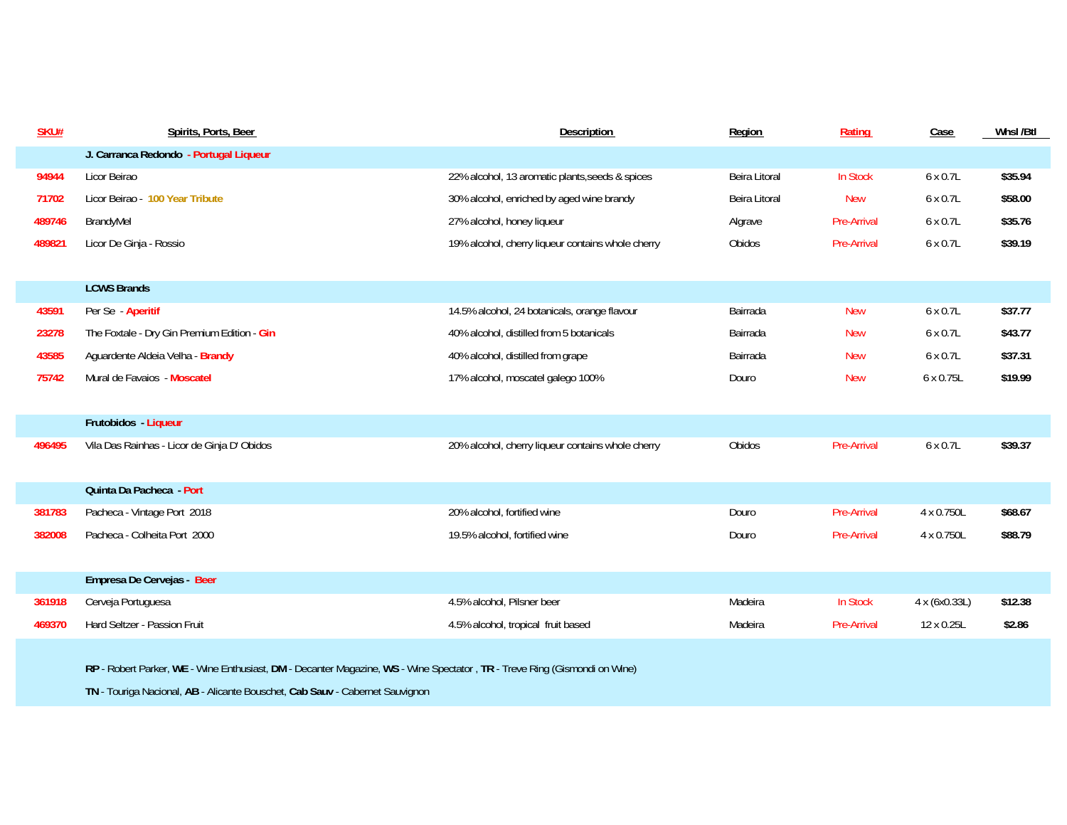| SKU# | Spirits, Ports, Beer | Description | Region | Rating | Case | Whsl /Btl |
|---|---|---|---|---|---|---|
| | **J. Carranca Redondo - Portugal Liqueur** | | | | | |
| 94944 | Licor Beirao | 22% alcohol, 13 aromatic plants,seeds & spices | Beira Litoral | In Stock | 6 x 0.7L | **$35.94** |
| 71702 | Licor Beirao - **100 Year Tribute** | 30% alcohol, enriched by aged wine brandy | Beira Litoral | New | 6 x 0.7L | **$58.00** |
| 489746 | BrandyMel | 27% alcohol, honey liqueur | Algrave | Pre-Arrival | 6 x 0.7L | **$35.76** |
| 489821 | Licor De Ginja - Rossio | 19% alcohol, cherry liqueur contains whole cherry | Obidos | Pre-Arrival | 6 x 0.7L | **$39.19** |
| | **LCWS Brands** | | | | | |
| 43591 | Per Se - **Aperitif** | 14.5% alcohol, 24 botanicals, orange flavour | Bairrada | New | 6 x 0.7L | **$37.77** |
| 23278 | The Foxtale - Dry Gin Premium Edition - **Gin** | 40% alcohol, distilled from 5 botanicals | Bairrada | New | 6 x 0.7L | **$43.77** |
| 43585 | Aguardente Aldeia Velha - **Brandy** | 40% alcohol, distilled from grape | Bairrada | New | 6 x 0.7L | **$37.31** |
| 75742 | Mural de Favaios - **Moscatel** | 17% alcohol, moscatel galego 100% | Douro | New | 6 x 0.75L | **$19.99** |
| | **Frutobidos - Liqueur** | | | | | |
| 496495 | Vila Das Rainhas - Licor de Ginja D' Obidos | 20% alcohol, cherry liqueur contains whole cherry | Obidos | Pre-Arrival | 6 x 0.7L | **$39.37** |
| | **Quinta Da Pacheca - Port** | | | | | |
| 381783 | Pacheca - Vintage Port 2018 | 20% alcohol, fortified wine | Douro | Pre-Arrival | 4 x 0.750L | **$68.67** |
| 382008 | Pacheca - Colheita Port 2000 | 19.5% alcohol, fortified wine | Douro | Pre-Arrival | 4 x 0.750L | **$88.79** |
| | **Empresa De Cervejas - Beer** | | | | | |
| 361918 | Cerveja Portuguesa | 4.5% alcohol, Pilsner beer | Madeira | In Stock | 4 x (6x0.33L) | **$12.38** |
| 469370 | Hard Seltzer - Passion Fruit | 4.5% alcohol, tropical fruit based | Madeira | Pre-Arrival | 12 x 0.25L | **$2.86** |

**RP** - Robert Parker, **WE** - Wine Enthusiast, **DM** - Decanter Magazine, **WS** - Wine Spectator , **TR** - Treve Ring (Gismondi on Wine)

**TN** - Touriga Nacional, **AB** - Alicante Bouschet, **Cab Sauv** - Cabernet Sauvignon